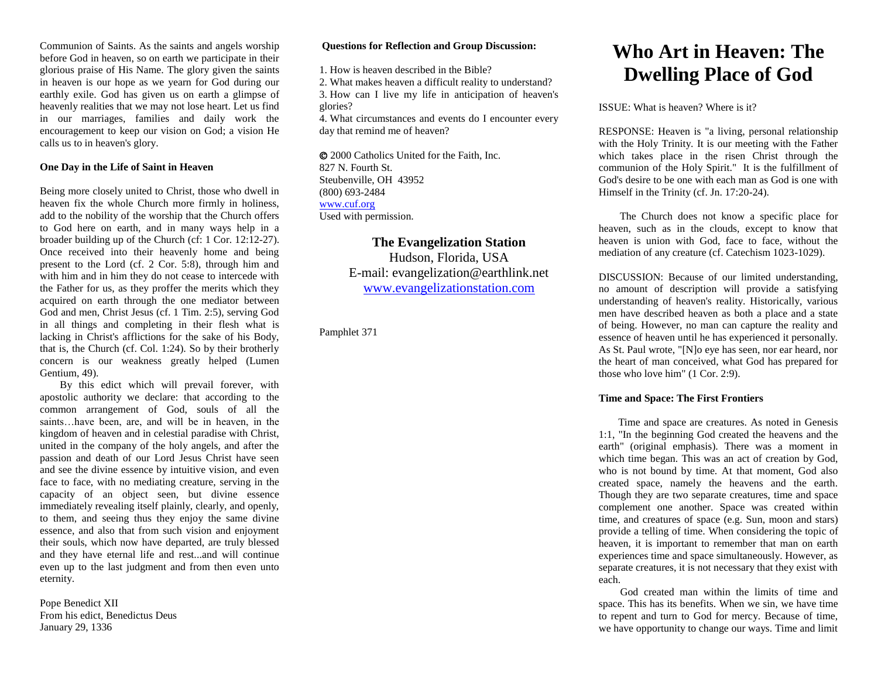Communion of Saints. As the saints and angels worship before God in heaven, so on earth we participate in their glorious praise of His Name. The glory given the saints in heaven is our hope as we yearn for God during our earthly exile. God has given us on earth a glimpse of heavenly realities that we may not lose heart. Let us find in our marriages, families and daily work the encouragement to keep our vision on God; a vision He calls us to in heaven's glory.

**One Day in the Life of Saint in Heaven**

Being more closely united to Christ, those who dwell in heaven fix the whole Church more firmly in holiness, add to the nobility of the worship that the Church offers to God here on earth, and in many ways help in a broader building up of the Church (cf: 1 Cor. 12:12-27). Once received into their heavenly home and being present to the Lord (cf. 2 Cor. 5:8), through him and with him and in him they do not cease to intercede with the Father for us, as they proffer the merits which they acquired on earth through the one mediator between God and men, Christ Jesus (cf. 1 Tim. 2:5), serving God in all things and completing in their flesh what is lacking in Christ's afflictions for the sake of his Body, that is, the Church (cf. Col. 1:24). So by their brotherly concern is our weakness greatly helped (Lumen Gentium, 49).

By this edict which will prevail forever, with apostolic authority we declare: that according to the common arrangement of God, souls of all the saints…have been, are, and will be in heaven, in the kingdom of heaven and in celestial paradise with Christ, united in the company of the holy angels, and after the passion and death of our Lord Jesus Christ have seen and see the divine essence by intuitive vision, and even face to face, with no mediating creature, serving in the capacity of an object seen, but divine essence immediately revealing itself plainly, clearly, and openly, to them, and seeing thus they enjoy the same divine essence, and also that from such vision and enjoyment their souls, which now have departed, are truly blessed and they have eternal life and rest...and will continue even up to the last judgment and from then even unto eternity.

Pope Benedict XII
From his edict, Benedictus Deus
January 29, 1336

**Questions for Reflection and Group Discussion:**

1. How is heaven described in the Bible?
2. What makes heaven a difficult reality to understand?
3. How can I live my life in anticipation of heaven's glories?
4. What circumstances and events do I encounter every day that remind me of heaven?

© 2000 Catholics United for the Faith, Inc.
827 N. Fourth St.
Steubenville, OH 43952
(800) 693-2484
www.cuf.org
Used with permission.

**The Evangelization Station**
Hudson, Florida, USA
E-mail: evangelization@earthlink.net
www.evangelizationstation.com

Pamphlet 371

# Who Art in Heaven: The Dwelling Place of God

ISSUE: What is heaven? Where is it?

RESPONSE: Heaven is "a living, personal relationship with the Holy Trinity. It is our meeting with the Father which takes place in the risen Christ through the communion of the Holy Spirit." It is the fulfillment of God's desire to be one with each man as God is one with Himself in the Trinity (cf. Jn. 17:20-24).

The Church does not know a specific place for heaven, such as in the clouds, except to know that heaven is union with God, face to face, without the mediation of any creature (cf. Catechism 1023-1029).

DISCUSSION: Because of our limited understanding, no amount of description will provide a satisfying understanding of heaven's reality. Historically, various men have described heaven as both a place and a state of being. However, no man can capture the reality and essence of heaven until he has experienced it personally. As St. Paul wrote, "[N]o eye has seen, nor ear heard, nor the heart of man conceived, what God has prepared for those who love him" (1 Cor. 2:9).

**Time and Space: The First Frontiers**

Time and space are creatures. As noted in Genesis 1:1, "In the beginning God created the heavens and the earth" (original emphasis). There was a moment in which time began. This was an act of creation by God, who is not bound by time. At that moment, God also created space, namely the heavens and the earth. Though they are two separate creatures, time and space complement one another. Space was created within time, and creatures of space (e.g. Sun, moon and stars) provide a telling of time. When considering the topic of heaven, it is important to remember that man on earth experiences time and space simultaneously. However, as separate creatures, it is not necessary that they exist with each.

God created man within the limits of time and space. This has its benefits. When we sin, we have time to repent and turn to God for mercy. Because of time, we have opportunity to change our ways. Time and limit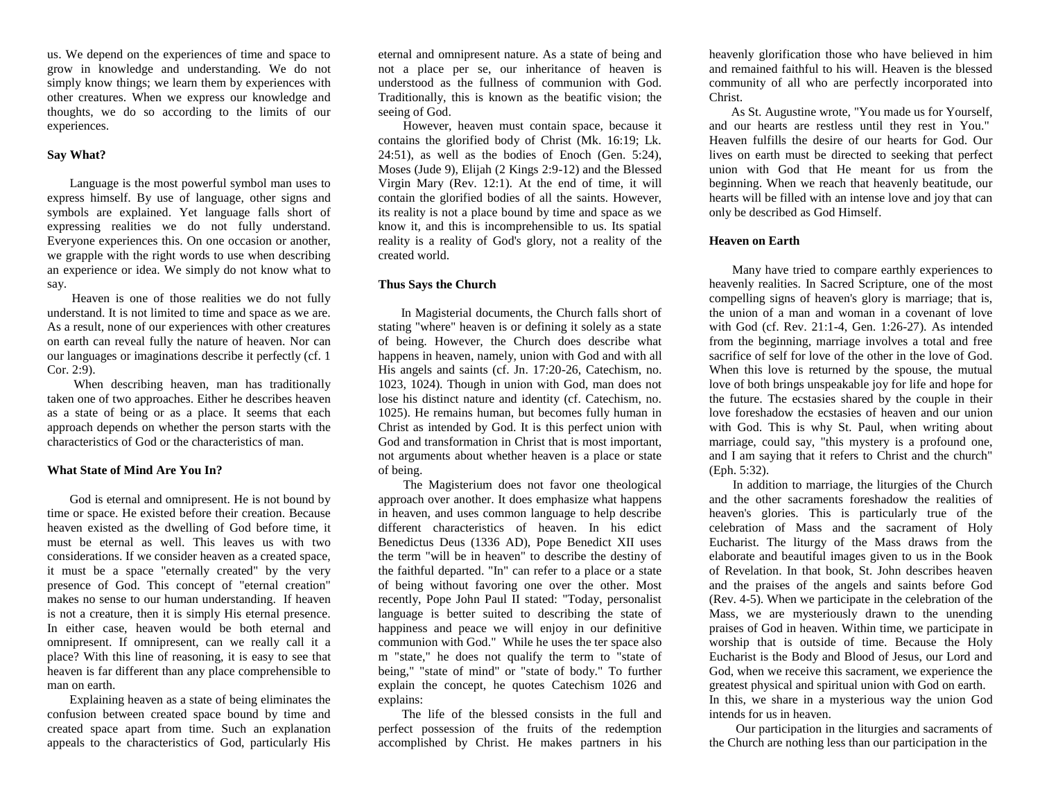us. We depend on the experiences of time and space to grow in knowledge and understanding. We do not simply know things; we learn them by experiences with other creatures. When we express our knowledge and thoughts, we do so according to the limits of our experiences.

**Say What?**

Language is the most powerful symbol man uses to express himself. By use of language, other signs and symbols are explained. Yet language falls short of expressing realities we do not fully understand. Everyone experiences this. On one occasion or another, we grapple with the right words to use when describing an experience or idea. We simply do not know what to say.

Heaven is one of those realities we do not fully understand. It is not limited to time and space as we are. As a result, none of our experiences with other creatures on earth can reveal fully the nature of heaven. Nor can our languages or imaginations describe it perfectly (cf. 1 Cor. 2:9).

When describing heaven, man has traditionally taken one of two approaches. Either he describes heaven as a state of being or as a place. It seems that each approach depends on whether the person starts with the characteristics of God or the characteristics of man.

**What State of Mind Are You In?**

God is eternal and omnipresent. He is not bound by time or space. He existed before their creation. Because heaven existed as the dwelling of God before time, it must be eternal as well. This leaves us with two considerations. If we consider heaven as a created space, it must be a space "eternally created" by the very presence of God. This concept of "eternal creation" makes no sense to our human understanding. If heaven is not a creature, then it is simply His eternal presence. In either case, heaven would be both eternal and omnipresent. If omnipresent, can we really call it a place? With this line of reasoning, it is easy to see that heaven is far different than any place comprehensible to man on earth.

Explaining heaven as a state of being eliminates the confusion between created space bound by time and created space apart from time. Such an explanation appeals to the characteristics of God, particularly His eternal and omnipresent nature. As a state of being and not a place per se, our inheritance of heaven is understood as the fullness of communion with God. Traditionally, this is known as the beatific vision; the seeing of God.

However, heaven must contain space, because it contains the glorified body of Christ (Mk. 16:19; Lk. 24:51), as well as the bodies of Enoch (Gen. 5:24), Moses (Jude 9), Elijah (2 Kings 2:9-12) and the Blessed Virgin Mary (Rev. 12:1). At the end of time, it will contain the glorified bodies of all the saints. However, its reality is not a place bound by time and space as we know it, and this is incomprehensible to us. Its spatial reality is a reality of God's glory, not a reality of the created world.

**Thus Says the Church**

In Magisterial documents, the Church falls short of stating "where" heaven is or defining it solely as a state of being. However, the Church does describe what happens in heaven, namely, union with God and with all His angels and saints (cf. Jn. 17:20-26, Catechism, no. 1023, 1024). Though in union with God, man does not lose his distinct nature and identity (cf. Catechism, no. 1025). He remains human, but becomes fully human in Christ as intended by God. It is this perfect union with God and transformation in Christ that is most important, not arguments about whether heaven is a place or state of being.

The Magisterium does not favor one theological approach over another. It does emphasize what happens in heaven, and uses common language to help describe different characteristics of heaven. In his edict Benedictus Deus (1336 AD), Pope Benedict XII uses the term "will be in heaven" to describe the destiny of the faithful departed. "In" can refer to a place or a state of being without favoring one over the other. Most recently, Pope John Paul II stated: "Today, personalist language is better suited to describing the state of happiness and peace we will enjoy in our definitive communion with God." While he uses the ter space also m "state," he does not qualify the term to "state of being," "state of mind" or "state of body." To further explain the concept, he quotes Catechism 1026 and explains:

The life of the blessed consists in the full and perfect possession of the fruits of the redemption accomplished by Christ. He makes partners in his heavenly glorification those who have believed in him and remained faithful to his will. Heaven is the blessed community of all who are perfectly incorporated into Christ.

As St. Augustine wrote, "You made us for Yourself, and our hearts are restless until they rest in You." Heaven fulfills the desire of our hearts for God. Our lives on earth must be directed to seeking that perfect union with God that He meant for us from the beginning. When we reach that heavenly beatitude, our hearts will be filled with an intense love and joy that can only be described as God Himself.

**Heaven on Earth**

Many have tried to compare earthly experiences to heavenly realities. In Sacred Scripture, one of the most compelling signs of heaven's glory is marriage; that is, the union of a man and woman in a covenant of love with God (cf. Rev. 21:1-4, Gen. 1:26-27). As intended from the beginning, marriage involves a total and free sacrifice of self for love of the other in the love of God. When this love is returned by the spouse, the mutual love of both brings unspeakable joy for life and hope for the future. The ecstasies shared by the couple in their love foreshadow the ecstasies of heaven and our union with God. This is why St. Paul, when writing about marriage, could say, "this mystery is a profound one, and I am saying that it refers to Christ and the church" (Eph. 5:32).

In addition to marriage, the liturgies of the Church and the other sacraments foreshadow the realities of heaven's glories. This is particularly true of the celebration of Mass and the sacrament of Holy Eucharist. The liturgy of the Mass draws from the elaborate and beautiful images given to us in the Book of Revelation. In that book, St. John describes heaven and the praises of the angels and saints before God (Rev. 4-5). When we participate in the celebration of the Mass, we are mysteriously drawn to the unending praises of God in heaven. Within time, we participate in worship that is outside of time. Because the Holy Eucharist is the Body and Blood of Jesus, our Lord and God, when we receive this sacrament, we experience the greatest physical and spiritual union with God on earth. In this, we share in a mysterious way the union God intends for us in heaven.

Our participation in the liturgies and sacraments of the Church are nothing less than our participation in the